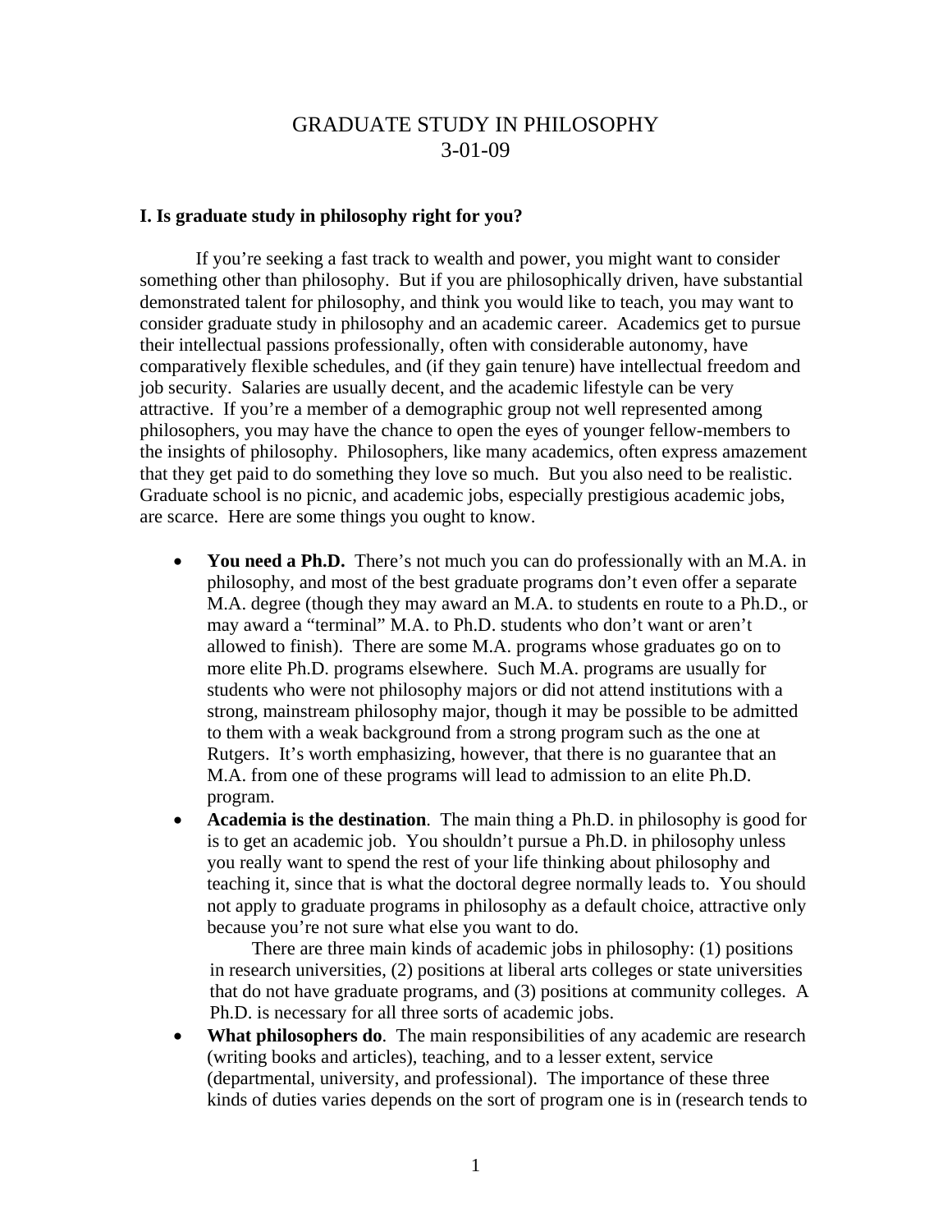# GRADUATE STUDY IN PHILOSOPHY
# 3-01-09

## I. Is graduate study in philosophy right for you?

If you're seeking a fast track to wealth and power, you might want to consider something other than philosophy. But if you are philosophically driven, have substantial demonstrated talent for philosophy, and think you would like to teach, you may want to consider graduate study in philosophy and an academic career. Academics get to pursue their intellectual passions professionally, often with considerable autonomy, have comparatively flexible schedules, and (if they gain tenure) have intellectual freedom and job security. Salaries are usually decent, and the academic lifestyle can be very attractive. If you're a member of a demographic group not well represented among philosophers, you may have the chance to open the eyes of younger fellow-members to the insights of philosophy. Philosophers, like many academics, often express amazement that they get paid to do something they love so much. But you also need to be realistic. Graduate school is no picnic, and academic jobs, especially prestigious academic jobs, are scarce. Here are some things you ought to know.

- **You need a Ph.D.** There's not much you can do professionally with an M.A. in philosophy, and most of the best graduate programs don't even offer a separate M.A. degree (though they may award an M.A. to students en route to a Ph.D., or may award a "terminal" M.A. to Ph.D. students who don't want or aren't allowed to finish). There are some M.A. programs whose graduates go on to more elite Ph.D. programs elsewhere. Such M.A. programs are usually for students who were not philosophy majors or did not attend institutions with a strong, mainstream philosophy major, though it may be possible to be admitted to them with a weak background from a strong program such as the one at Rutgers. It's worth emphasizing, however, that there is no guarantee that an M.A. from one of these programs will lead to admission to an elite Ph.D. program.
- **Academia is the destination**. The main thing a Ph.D. in philosophy is good for is to get an academic job. You shouldn't pursue a Ph.D. in philosophy unless you really want to spend the rest of your life thinking about philosophy and teaching it, since that is what the doctoral degree normally leads to. You should not apply to graduate programs in philosophy as a default choice, attractive only because you're not sure what else you want to do.

  There are three main kinds of academic jobs in philosophy: (1) positions in research universities, (2) positions at liberal arts colleges or state universities that do not have graduate programs, and (3) positions at community colleges. A Ph.D. is necessary for all three sorts of academic jobs.
- **What philosophers do**. The main responsibilities of any academic are research (writing books and articles), teaching, and to a lesser extent, service (departmental, university, and professional). The importance of these three kinds of duties varies depends on the sort of program one is in (research tends to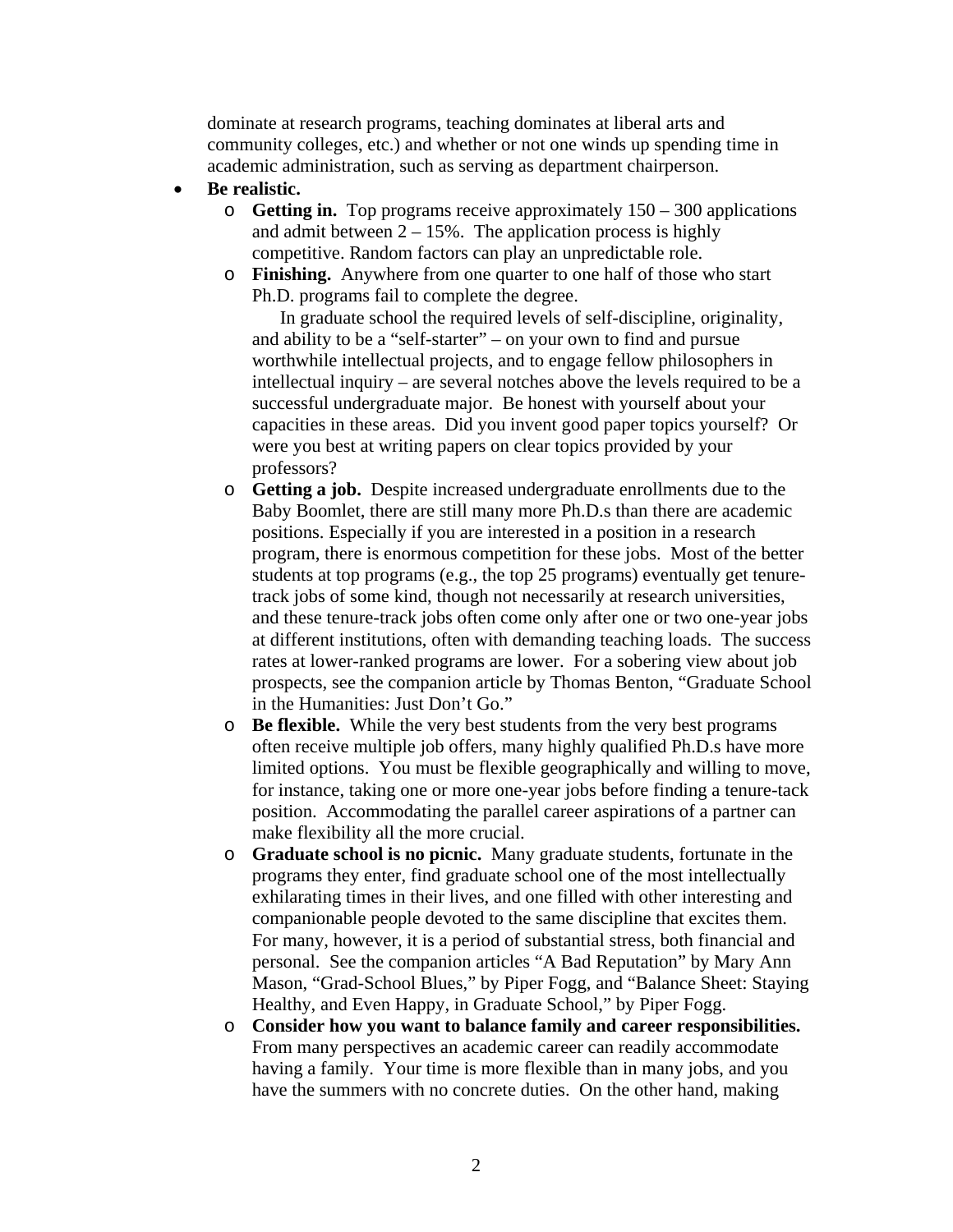dominate at research programs, teaching dominates at liberal arts and community colleges, etc.) and whether or not one winds up spending time in academic administration, such as serving as department chairperson.

- **Be realistic.**
  - **Getting in.** Top programs receive approximately 150 – 300 applications and admit between 2 – 15%. The application process is highly competitive. Random factors can play an unpredictable role.
  - **Finishing.** Anywhere from one quarter to one half of those who start Ph.D. programs fail to complete the degree.

    In graduate school the required levels of self-discipline, originality, and ability to be a "self-starter" – on your own to find and pursue worthwhile intellectual projects, and to engage fellow philosophers in intellectual inquiry – are several notches above the levels required to be a successful undergraduate major. Be honest with yourself about your capacities in these areas. Did you invent good paper topics yourself? Or were you best at writing papers on clear topics provided by your professors?
  - **Getting a job.** Despite increased undergraduate enrollments due to the Baby Boomlet, there are still many more Ph.D.s than there are academic positions. Especially if you are interested in a position in a research program, there is enormous competition for these jobs. Most of the better students at top programs (e.g., the top 25 programs) eventually get tenure-track jobs of some kind, though not necessarily at research universities, and these tenure-track jobs often come only after one or two one-year jobs at different institutions, often with demanding teaching loads. The success rates at lower-ranked programs are lower. For a sobering view about job prospects, see the companion article by Thomas Benton, "Graduate School in the Humanities: Just Don't Go."
  - **Be flexible.** While the very best students from the very best programs often receive multiple job offers, many highly qualified Ph.D.s have more limited options. You must be flexible geographically and willing to move, for instance, taking one or more one-year jobs before finding a tenure-tack position. Accommodating the parallel career aspirations of a partner can make flexibility all the more crucial.
  - **Graduate school is no picnic.** Many graduate students, fortunate in the programs they enter, find graduate school one of the most intellectually exhilarating times in their lives, and one filled with other interesting and companionable people devoted to the same discipline that excites them. For many, however, it is a period of substantial stress, both financial and personal. See the companion articles "A Bad Reputation" by Mary Ann Mason, "Grad-School Blues," by Piper Fogg, and "Balance Sheet: Staying Healthy, and Even Happy, in Graduate School," by Piper Fogg.
  - **Consider how you want to balance family and career responsibilities.** From many perspectives an academic career can readily accommodate having a family. Your time is more flexible than in many jobs, and you have the summers with no concrete duties. On the other hand, making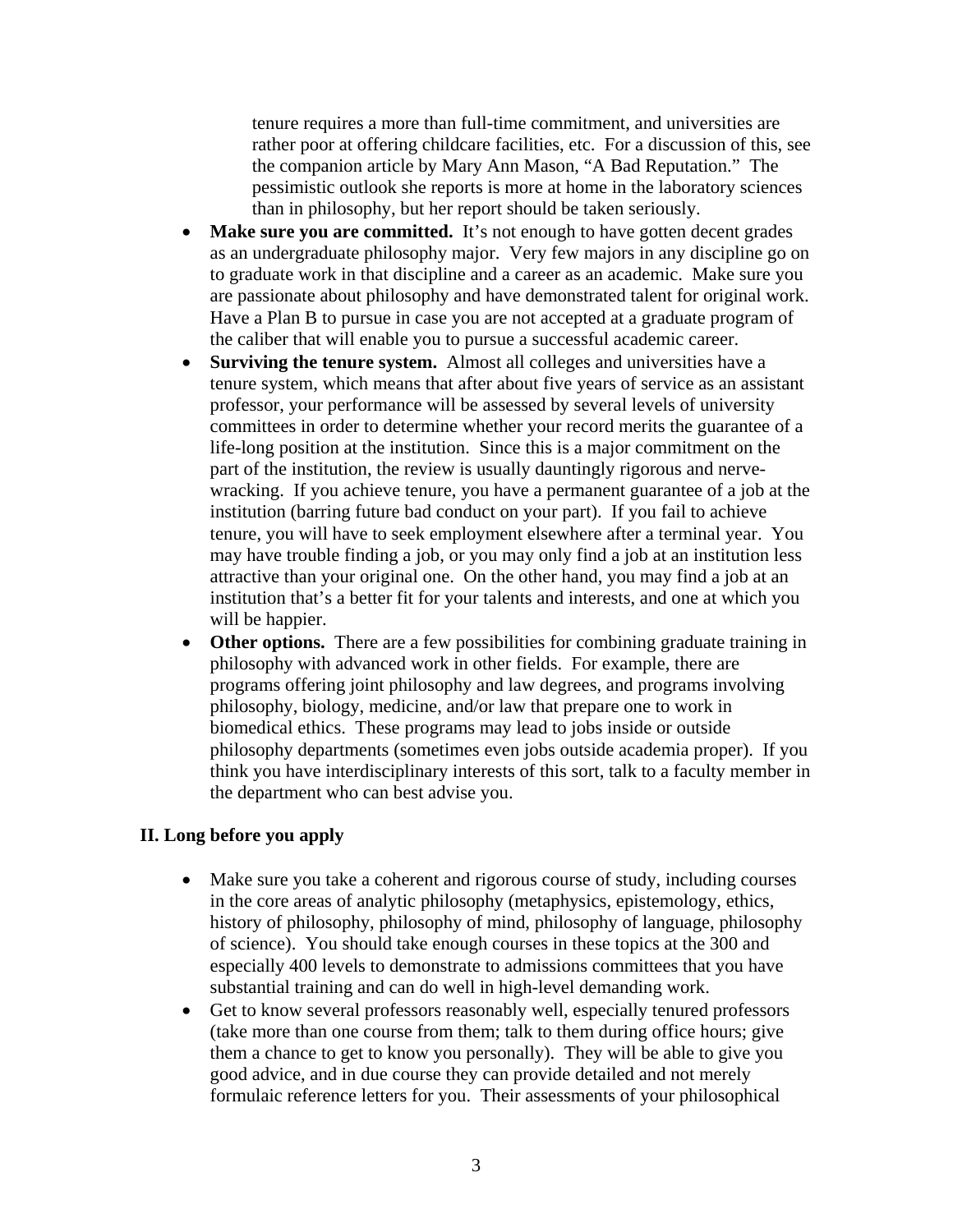tenure requires a more than full-time commitment, and universities are rather poor at offering childcare facilities, etc. For a discussion of this, see the companion article by Mary Ann Mason, "A Bad Reputation." The pessimistic outlook she reports is more at home in the laboratory sciences than in philosophy, but her report should be taken seriously.

- **Make sure you are committed.** It's not enough to have gotten decent grades as an undergraduate philosophy major. Very few majors in any discipline go on to graduate work in that discipline and a career as an academic. Make sure you are passionate about philosophy and have demonstrated talent for original work. Have a Plan B to pursue in case you are not accepted at a graduate program of the caliber that will enable you to pursue a successful academic career.
- **Surviving the tenure system.** Almost all colleges and universities have a tenure system, which means that after about five years of service as an assistant professor, your performance will be assessed by several levels of university committees in order to determine whether your record merits the guarantee of a life-long position at the institution. Since this is a major commitment on the part of the institution, the review is usually dauntingly rigorous and nerve-wracking. If you achieve tenure, you have a permanent guarantee of a job at the institution (barring future bad conduct on your part). If you fail to achieve tenure, you will have to seek employment elsewhere after a terminal year. You may have trouble finding a job, or you may only find a job at an institution less attractive than your original one. On the other hand, you may find a job at an institution that's a better fit for your talents and interests, and one at which you will be happier.
- **Other options.** There are a few possibilities for combining graduate training in philosophy with advanced work in other fields. For example, there are programs offering joint philosophy and law degrees, and programs involving philosophy, biology, medicine, and/or law that prepare one to work in biomedical ethics. These programs may lead to jobs inside or outside philosophy departments (sometimes even jobs outside academia proper). If you think you have interdisciplinary interests of this sort, talk to a faculty member in the department who can best advise you.

## II. Long before you apply

- Make sure you take a coherent and rigorous course of study, including courses in the core areas of analytic philosophy (metaphysics, epistemology, ethics, history of philosophy, philosophy of mind, philosophy of language, philosophy of science). You should take enough courses in these topics at the 300 and especially 400 levels to demonstrate to admissions committees that you have substantial training and can do well in high-level demanding work.
- Get to know several professors reasonably well, especially tenured professors (take more than one course from them; talk to them during office hours; give them a chance to get to know you personally). They will be able to give you good advice, and in due course they can provide detailed and not merely formulaic reference letters for you. Their assessments of your philosophical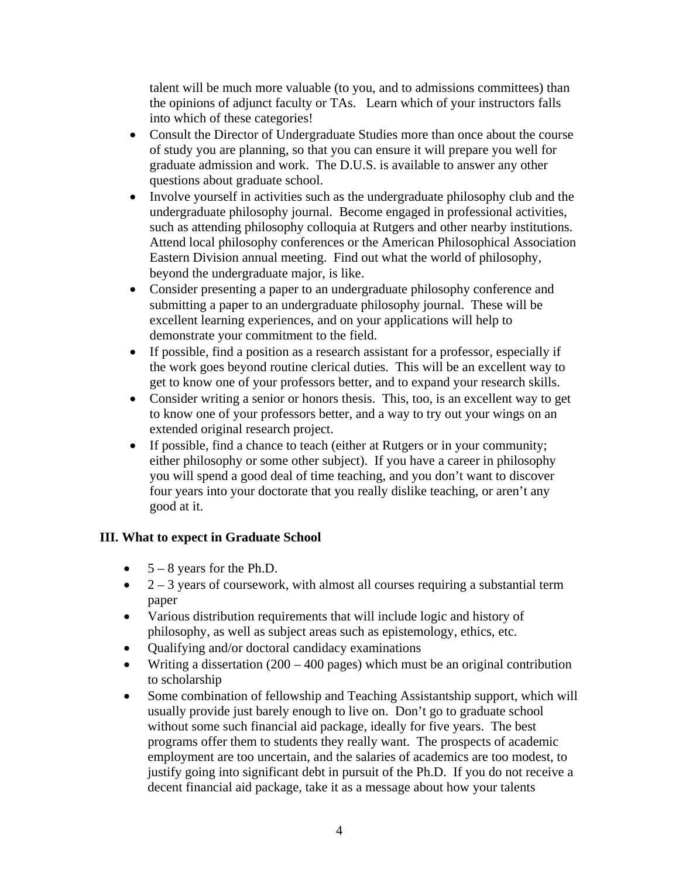talent will be much more valuable (to you, and to admissions committees) than the opinions of adjunct faculty or TAs. Learn which of your instructors falls into which of these categories!

- Consult the Director of Undergraduate Studies more than once about the course of study you are planning, so that you can ensure it will prepare you well for graduate admission and work. The D.U.S. is available to answer any other questions about graduate school.
- Involve yourself in activities such as the undergraduate philosophy club and the undergraduate philosophy journal. Become engaged in professional activities, such as attending philosophy colloquia at Rutgers and other nearby institutions. Attend local philosophy conferences or the American Philosophical Association Eastern Division annual meeting. Find out what the world of philosophy, beyond the undergraduate major, is like.
- Consider presenting a paper to an undergraduate philosophy conference and submitting a paper to an undergraduate philosophy journal. These will be excellent learning experiences, and on your applications will help to demonstrate your commitment to the field.
- If possible, find a position as a research assistant for a professor, especially if the work goes beyond routine clerical duties. This will be an excellent way to get to know one of your professors better, and to expand your research skills.
- Consider writing a senior or honors thesis. This, too, is an excellent way to get to know one of your professors better, and a way to try out your wings on an extended original research project.
- If possible, find a chance to teach (either at Rutgers or in your community; either philosophy or some other subject). If you have a career in philosophy you will spend a good deal of time teaching, and you don't want to discover four years into your doctorate that you really dislike teaching, or aren't any good at it.

## III. What to expect in Graduate School

- 5 – 8 years for the Ph.D.
- 2 – 3 years of coursework, with almost all courses requiring a substantial term paper
- Various distribution requirements that will include logic and history of philosophy, as well as subject areas such as epistemology, ethics, etc.
- Qualifying and/or doctoral candidacy examinations
- Writing a dissertation (200 – 400 pages) which must be an original contribution to scholarship
- Some combination of fellowship and Teaching Assistantship support, which will usually provide just barely enough to live on. Don't go to graduate school without some such financial aid package, ideally for five years. The best programs offer them to students they really want. The prospects of academic employment are too uncertain, and the salaries of academics are too modest, to justify going into significant debt in pursuit of the Ph.D. If you do not receive a decent financial aid package, take it as a message about how your talents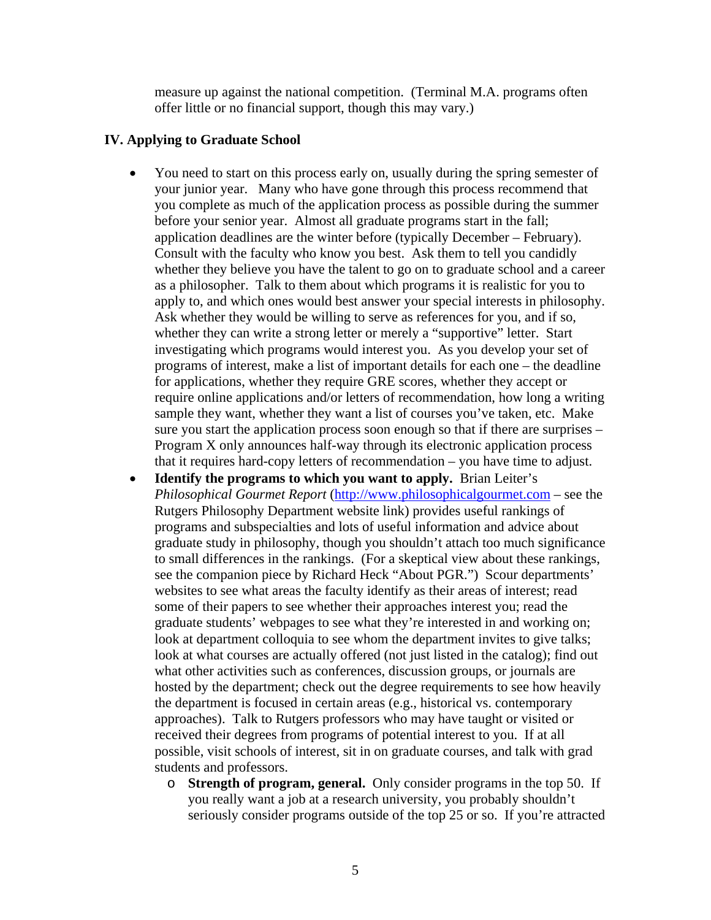measure up against the national competition. (Terminal M.A. programs often offer little or no financial support, though this may vary.)

## IV. Applying to Graduate School

- You need to start on this process early on, usually during the spring semester of your junior year. Many who have gone through this process recommend that you complete as much of the application process as possible during the summer before your senior year. Almost all graduate programs start in the fall; application deadlines are the winter before (typically December – February). Consult with the faculty who know you best. Ask them to tell you candidly whether they believe you have the talent to go on to graduate school and a career as a philosopher. Talk to them about which programs it is realistic for you to apply to, and which ones would best answer your special interests in philosophy. Ask whether they would be willing to serve as references for you, and if so, whether they can write a strong letter or merely a "supportive" letter. Start investigating which programs would interest you. As you develop your set of programs of interest, make a list of important details for each one – the deadline for applications, whether they require GRE scores, whether they accept or require online applications and/or letters of recommendation, how long a writing sample they want, whether they want a list of courses you've taken, etc. Make sure you start the application process soon enough so that if there are surprises – Program X only announces half-way through its electronic application process that it requires hard-copy letters of recommendation – you have time to adjust.
- **Identify the programs to which you want to apply.** Brian Leiter's *Philosophical Gourmet Report* (http://www.philosophicalgourmet.com – see the Rutgers Philosophy Department website link) provides useful rankings of programs and subspecialties and lots of useful information and advice about graduate study in philosophy, though you shouldn't attach too much significance to small differences in the rankings. (For a skeptical view about these rankings, see the companion piece by Richard Heck "About PGR.") Scour departments' websites to see what areas the faculty identify as their areas of interest; read some of their papers to see whether their approaches interest you; read the graduate students' webpages to see what they're interested in and working on; look at department colloquia to see whom the department invites to give talks; look at what courses are actually offered (not just listed in the catalog); find out what other activities such as conferences, discussion groups, or journals are hosted by the department; check out the degree requirements to see how heavily the department is focused in certain areas (e.g., historical vs. contemporary approaches). Talk to Rutgers professors who may have taught or visited or received their degrees from programs of potential interest to you. If at all possible, visit schools of interest, sit in on graduate courses, and talk with grad students and professors.
    - **Strength of program, general.** Only consider programs in the top 50. If you really want a job at a research university, you probably shouldn't seriously consider programs outside of the top 25 or so. If you're attracted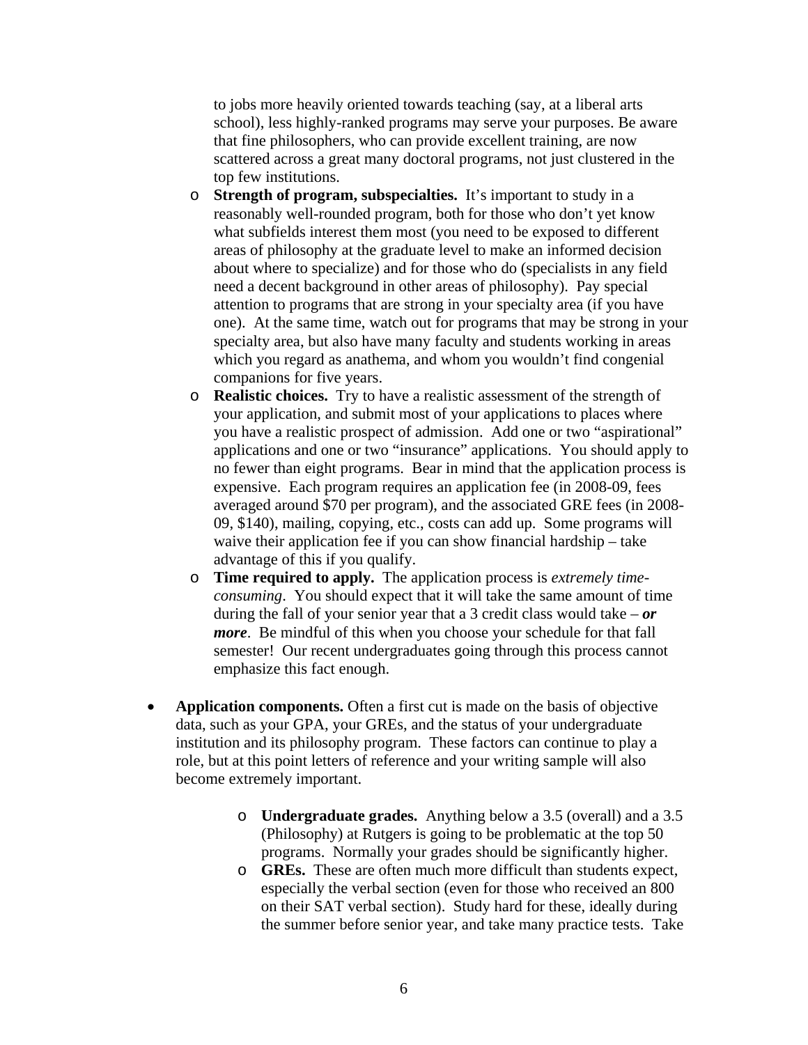to jobs more heavily oriented towards teaching (say, at a liberal arts school), less highly-ranked programs may serve your purposes. Be aware that fine philosophers, who can provide excellent training, are now scattered across a great many doctoral programs, not just clustered in the top few institutions.

  - **Strength of program, subspecialties.** It's important to study in a reasonably well-rounded program, both for those who don't yet know what subfields interest them most (you need to be exposed to different areas of philosophy at the graduate level to make an informed decision about where to specialize) and for those who do (specialists in any field need a decent background in other areas of philosophy). Pay special attention to programs that are strong in your specialty area (if you have one). At the same time, watch out for programs that may be strong in your specialty area, but also have many faculty and students working in areas which you regard as anathema, and whom you wouldn't find congenial companions for five years.
  - **Realistic choices.** Try to have a realistic assessment of the strength of your application, and submit most of your applications to places where you have a realistic prospect of admission. Add one or two "aspirational" applications and one or two "insurance" applications. You should apply to no fewer than eight programs. Bear in mind that the application process is expensive. Each program requires an application fee (in 2008-09, fees averaged around $70 per program), and the associated GRE fees (in 2008-09, $140), mailing, copying, etc., costs can add up. Some programs will waive their application fee if you can show financial hardship – take advantage of this if you qualify.
  - **Time required to apply.** The application process is *extremely time-consuming*. You should expect that it will take the same amount of time during the fall of your senior year that a 3 credit class would take – ***or more***. Be mindful of this when you choose your schedule for that fall semester! Our recent undergraduates going through this process cannot emphasize this fact enough.

- **Application components.** Often a first cut is made on the basis of objective data, such as your GPA, your GREs, and the status of your undergraduate institution and its philosophy program. These factors can continue to play a role, but at this point letters of reference and your writing sample will also become extremely important.

  - **Undergraduate grades.** Anything below a 3.5 (overall) and a 3.5 (Philosophy) at Rutgers is going to be problematic at the top 50 programs. Normally your grades should be significantly higher.
  - **GREs.** These are often much more difficult than students expect, especially the verbal section (even for those who received an 800 on their SAT verbal section). Study hard for these, ideally during the summer before senior year, and take many practice tests. Take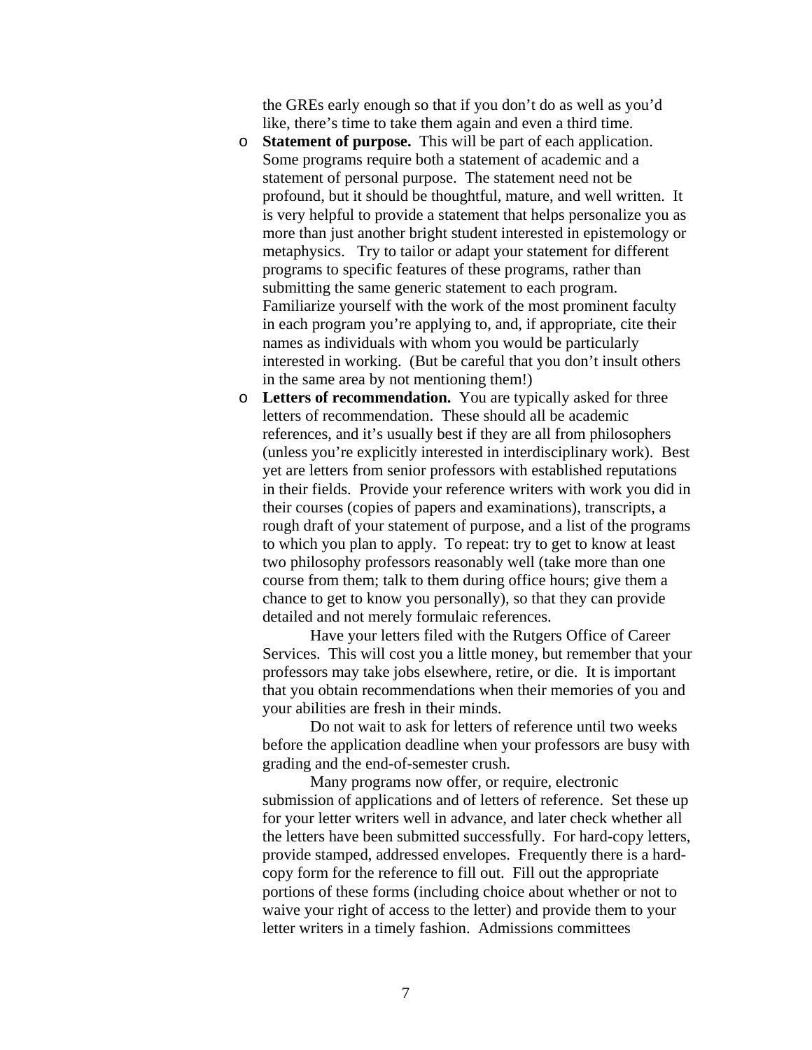the GREs early enough so that if you don't do as well as you'd like, there's time to take them again and even a third time.

- **Statement of purpose.** This will be part of each application. Some programs require both a statement of academic and a statement of personal purpose. The statement need not be profound, but it should be thoughtful, mature, and well written. It is very helpful to provide a statement that helps personalize you as more than just another bright student interested in epistemology or metaphysics. Try to tailor or adapt your statement for different programs to specific features of these programs, rather than submitting the same generic statement to each program. Familiarize yourself with the work of the most prominent faculty in each program you're applying to, and, if appropriate, cite their names as individuals with whom you would be particularly interested in working. (But be careful that you don't insult others in the same area by not mentioning them!)
- **Letters of recommendation.** You are typically asked for three letters of recommendation. These should all be academic references, and it's usually best if they are all from philosophers (unless you're explicitly interested in interdisciplinary work). Best yet are letters from senior professors with established reputations in their fields. Provide your reference writers with work you did in their courses (copies of papers and examinations), transcripts, a rough draft of your statement of purpose, and a list of the programs to which you plan to apply. To repeat: try to get to know at least two philosophy professors reasonably well (take more than one course from them; talk to them during office hours; give them a chance to get to know you personally), so that they can provide detailed and not merely formulaic references.

  Have your letters filed with the Rutgers Office of Career Services. This will cost you a little money, but remember that your professors may take jobs elsewhere, retire, or die. It is important that you obtain recommendations when their memories of you and your abilities are fresh in their minds.

  Do not wait to ask for letters of reference until two weeks before the application deadline when your professors are busy with grading and the end-of-semester crush.

  Many programs now offer, or require, electronic submission of applications and of letters of reference. Set these up for your letter writers well in advance, and later check whether all the letters have been submitted successfully. For hard-copy letters, provide stamped, addressed envelopes. Frequently there is a hard-copy form for the reference to fill out. Fill out the appropriate portions of these forms (including choice about whether or not to waive your right of access to the letter) and provide them to your letter writers in a timely fashion. Admissions committees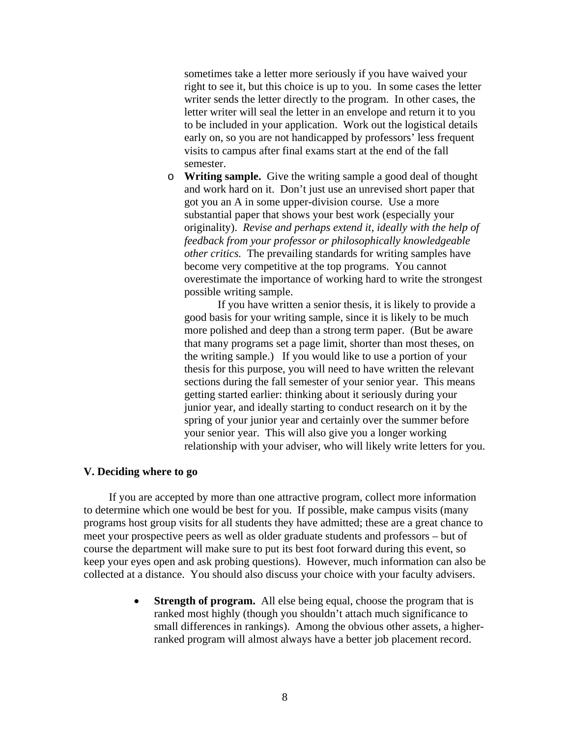sometimes take a letter more seriously if you have waived your right to see it, but this choice is up to you. In some cases the letter writer sends the letter directly to the program. In other cases, the letter writer will seal the letter in an envelope and return it to you to be included in your application. Work out the logistical details early on, so you are not handicapped by professors' less frequent visits to campus after final exams start at the end of the fall semester.

- **Writing sample.** Give the writing sample a good deal of thought and work hard on it. Don't just use an unrevised short paper that got you an A in some upper-division course. Use a more substantial paper that shows your best work (especially your originality). *Revise and perhaps extend it, ideally with the help of feedback from your professor or philosophically knowledgeable other critics.* The prevailing standards for writing samples have become very competitive at the top programs. You cannot overestimate the importance of working hard to write the strongest possible writing sample.

  If you have written a senior thesis, it is likely to provide a good basis for your writing sample, since it is likely to be much more polished and deep than a strong term paper. (But be aware that many programs set a page limit, shorter than most theses, on the writing sample.) If you would like to use a portion of your thesis for this purpose, you will need to have written the relevant sections during the fall semester of your senior year. This means getting started earlier: thinking about it seriously during your junior year, and ideally starting to conduct research on it by the spring of your junior year and certainly over the summer before your senior year. This will also give you a longer working relationship with your adviser, who will likely write letters for you.

## V. Deciding where to go

If you are accepted by more than one attractive program, collect more information to determine which one would be best for you. If possible, make campus visits (many programs host group visits for all students they have admitted; these are a great chance to meet your prospective peers as well as older graduate students and professors – but of course the department will make sure to put its best foot forward during this event, so keep your eyes open and ask probing questions). However, much information can also be collected at a distance. You should also discuss your choice with your faculty advisers.

- **Strength of program.** All else being equal, choose the program that is ranked most highly (though you shouldn't attach much significance to small differences in rankings). Among the obvious other assets, a higher-ranked program will almost always have a better job placement record.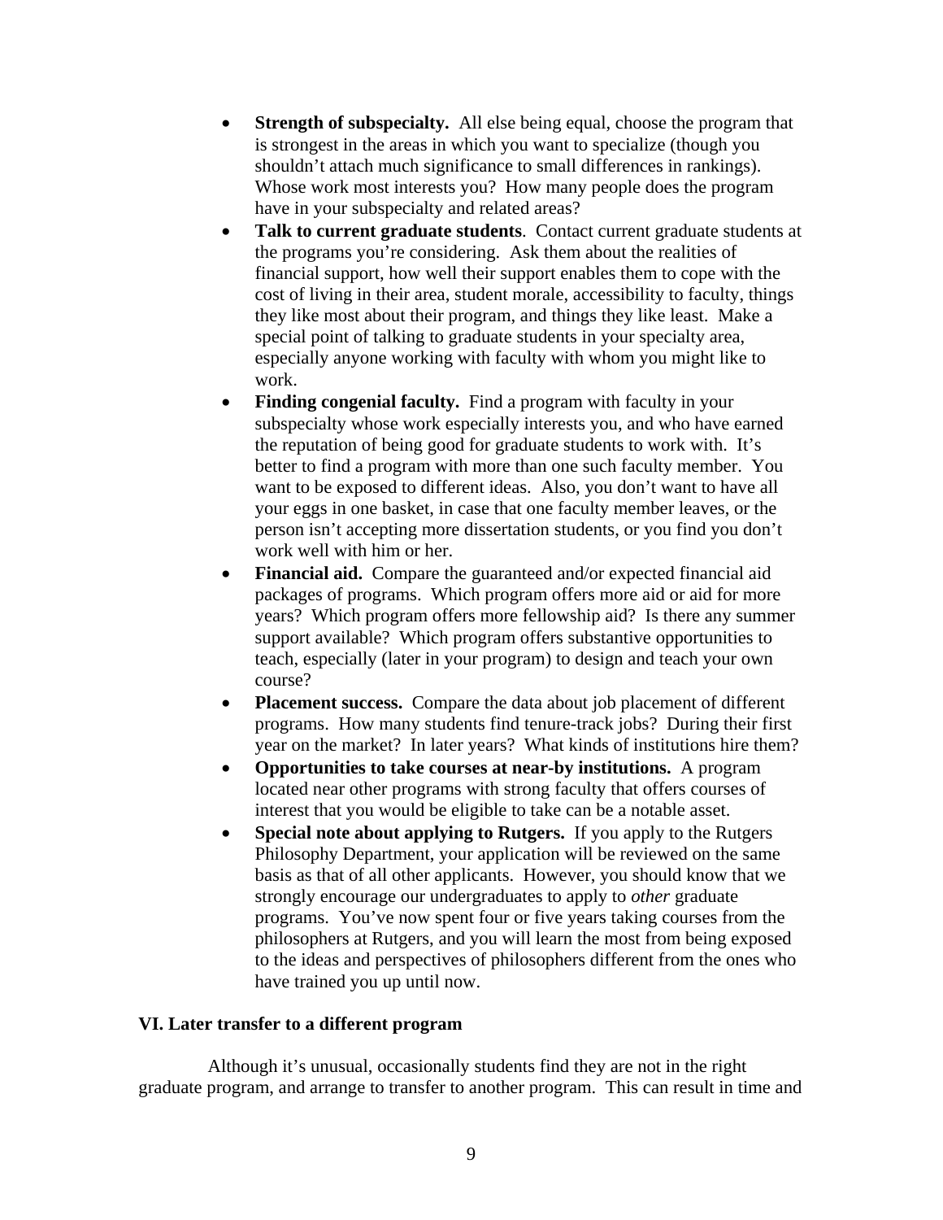- **Strength of subspecialty.** All else being equal, choose the program that is strongest in the areas in which you want to specialize (though you shouldn't attach much significance to small differences in rankings). Whose work most interests you? How many people does the program have in your subspecialty and related areas?
- **Talk to current graduate students**. Contact current graduate students at the programs you're considering. Ask them about the realities of financial support, how well their support enables them to cope with the cost of living in their area, student morale, accessibility to faculty, things they like most about their program, and things they like least. Make a special point of talking to graduate students in your specialty area, especially anyone working with faculty with whom you might like to work.
- **Finding congenial faculty.** Find a program with faculty in your subspecialty whose work especially interests you, and who have earned the reputation of being good for graduate students to work with. It's better to find a program with more than one such faculty member. You want to be exposed to different ideas. Also, you don't want to have all your eggs in one basket, in case that one faculty member leaves, or the person isn't accepting more dissertation students, or you find you don't work well with him or her.
- **Financial aid.** Compare the guaranteed and/or expected financial aid packages of programs. Which program offers more aid or aid for more years? Which program offers more fellowship aid? Is there any summer support available? Which program offers substantive opportunities to teach, especially (later in your program) to design and teach your own course?
- **Placement success.** Compare the data about job placement of different programs. How many students find tenure-track jobs? During their first year on the market? In later years? What kinds of institutions hire them?
- **Opportunities to take courses at near-by institutions.** A program located near other programs with strong faculty that offers courses of interest that you would be eligible to take can be a notable asset.
- **Special note about applying to Rutgers.** If you apply to the Rutgers Philosophy Department, your application will be reviewed on the same basis as that of all other applicants. However, you should know that we strongly encourage our undergraduates to apply to *other* graduate programs. You've now spent four or five years taking courses from the philosophers at Rutgers, and you will learn the most from being exposed to the ideas and perspectives of philosophers different from the ones who have trained you up until now.

## VI. Later transfer to a different program

Although it's unusual, occasionally students find they are not in the right graduate program, and arrange to transfer to another program. This can result in time and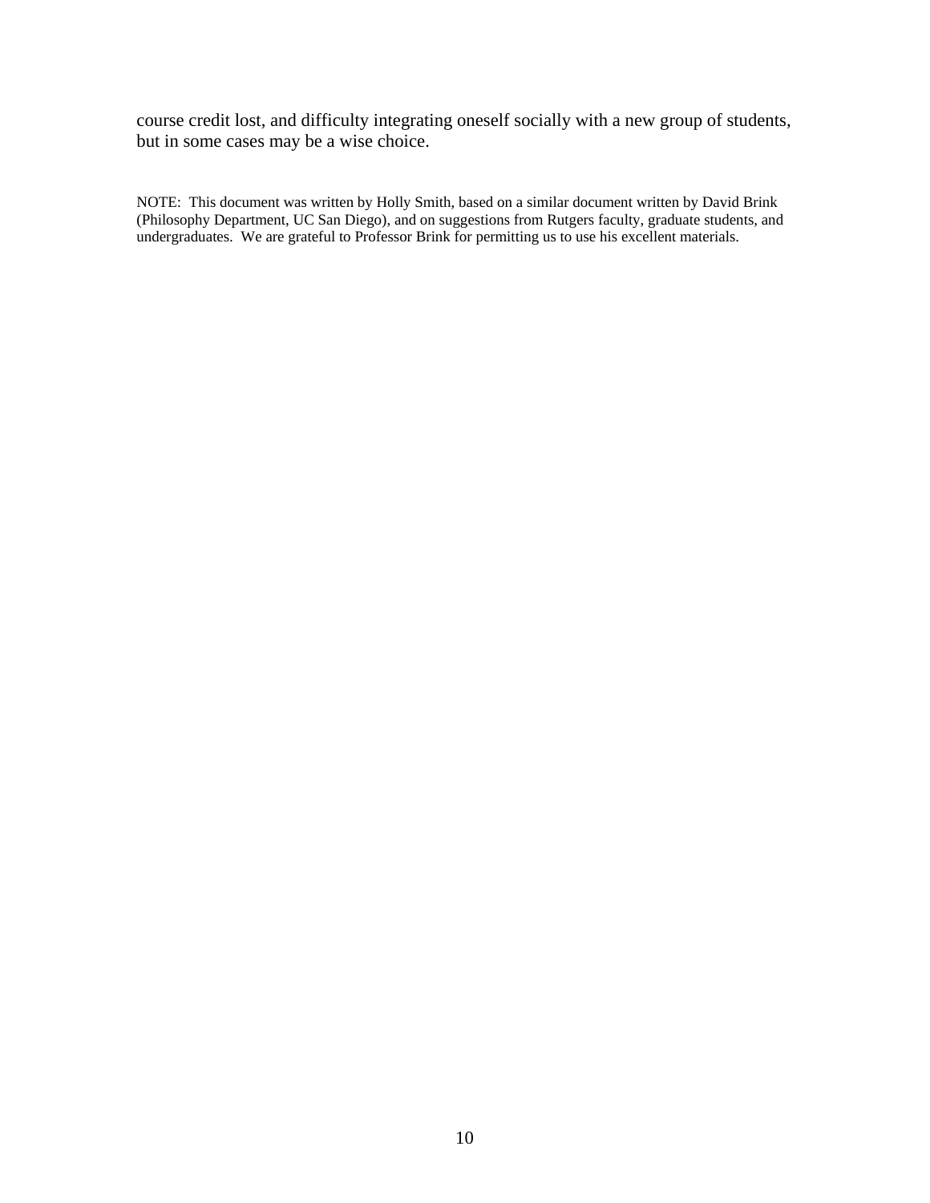course credit lost, and difficulty integrating oneself socially with a new group of students, but in some cases may be a wise choice.

NOTE: This document was written by Holly Smith, based on a similar document written by David Brink (Philosophy Department, UC San Diego), and on suggestions from Rutgers faculty, graduate students, and undergraduates. We are grateful to Professor Brink for permitting us to use his excellent materials.